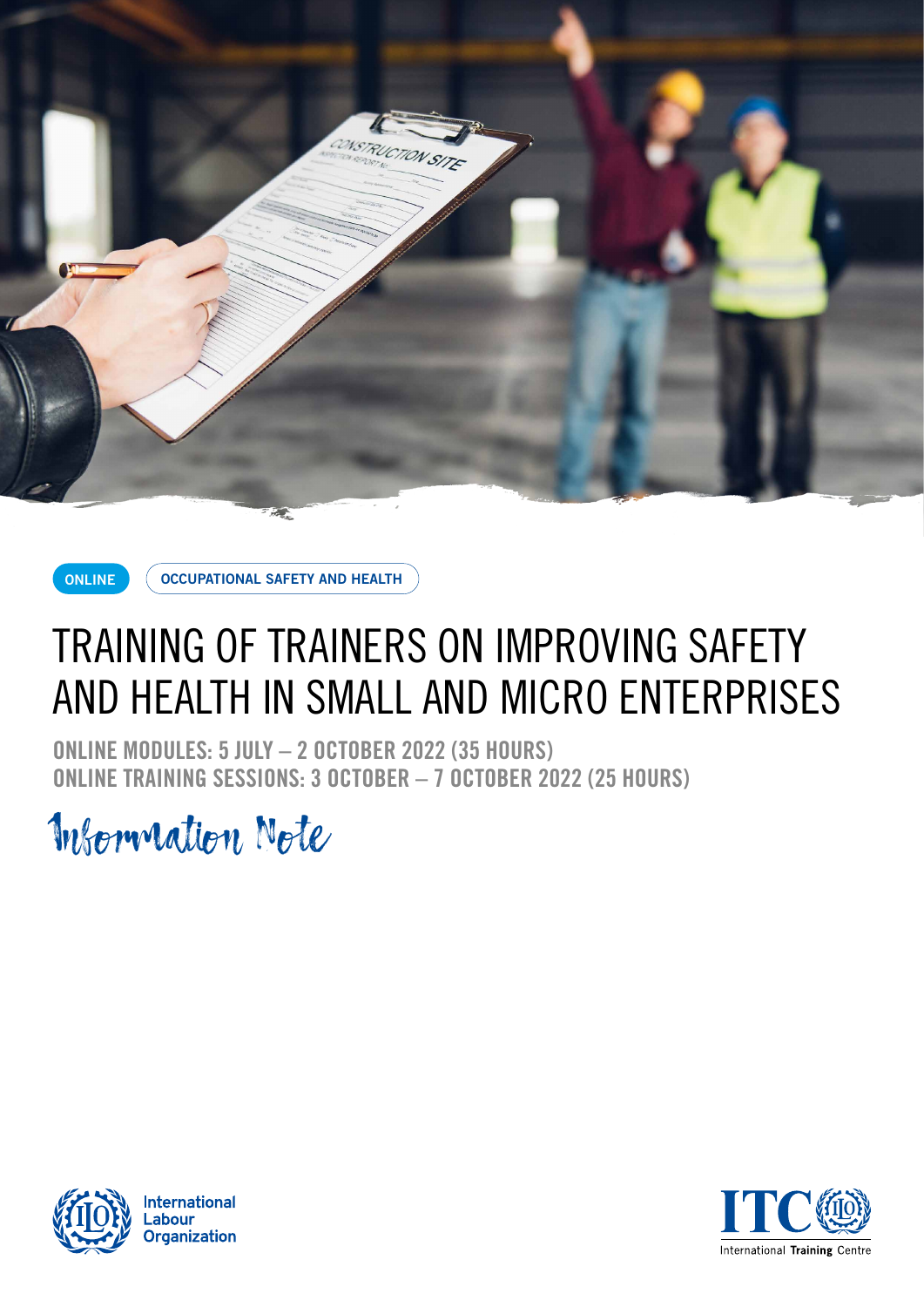ONLINE | OCCUPATIONAL SAFETY AND HEALTH

# TRAINING OF TRAINERS ON IMPROVING SAFETY AND HEALTH IN SMALL AND MICRO ENTERPRISES

**ONLINE MODULES: 5 JULY – 2 OCTOBER 2022 (35 HOURS)**
**ONLINE TRAINING SESSIONS: 3 OCTOBER – 7 OCTOBER 2022 (25 HOURS)**

## Information Note

International Labour Organization

ITC International Training Centre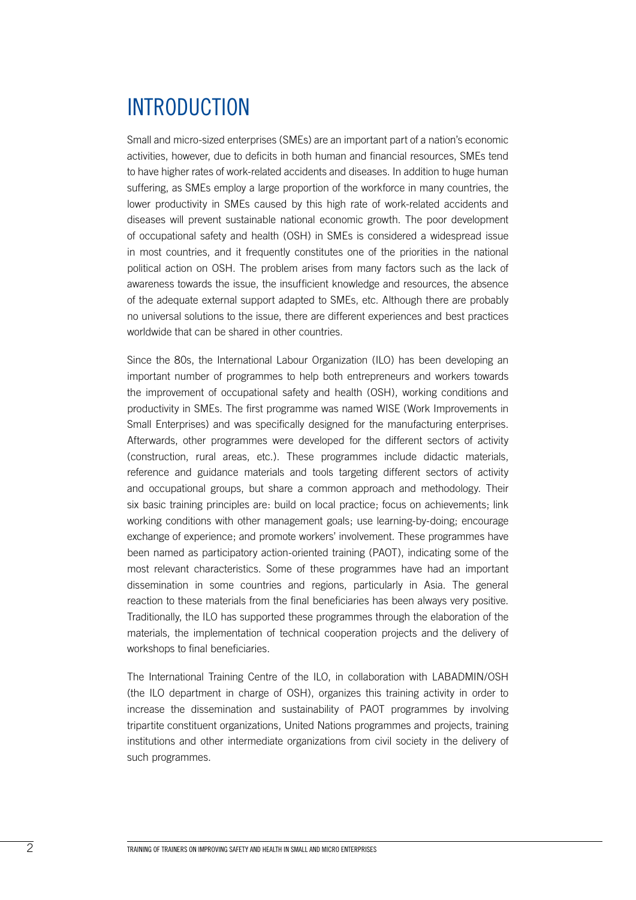# INTRODUCTION

Small and micro-sized enterprises (SMEs) are an important part of a nation's economic activities, however, due to deficits in both human and financial resources, SMEs tend to have higher rates of work-related accidents and diseases. In addition to huge human suffering, as SMEs employ a large proportion of the workforce in many countries, the lower productivity in SMEs caused by this high rate of work-related accidents and diseases will prevent sustainable national economic growth. The poor development of occupational safety and health (OSH) in SMEs is considered a widespread issue in most countries, and it frequently constitutes one of the priorities in the national political action on OSH. The problem arises from many factors such as the lack of awareness towards the issue, the insufficient knowledge and resources, the absence of the adequate external support adapted to SMEs, etc. Although there are probably no universal solutions to the issue, there are different experiences and best practices worldwide that can be shared in other countries.

Since the 80s, the International Labour Organization (ILO) has been developing an important number of programmes to help both entrepreneurs and workers towards the improvement of occupational safety and health (OSH), working conditions and productivity in SMEs. The first programme was named WISE (Work Improvements in Small Enterprises) and was specifically designed for the manufacturing enterprises. Afterwards, other programmes were developed for the different sectors of activity (construction, rural areas, etc.). These programmes include didactic materials, reference and guidance materials and tools targeting different sectors of activity and occupational groups, but share a common approach and methodology. Their six basic training principles are: build on local practice; focus on achievements; link working conditions with other management goals; use learning-by-doing; encourage exchange of experience; and promote workers' involvement. These programmes have been named as participatory action-oriented training (PAOT), indicating some of the most relevant characteristics. Some of these programmes have had an important dissemination in some countries and regions, particularly in Asia. The general reaction to these materials from the final beneficiaries has been always very positive. Traditionally, the ILO has supported these programmes through the elaboration of the materials, the implementation of technical cooperation projects and the delivery of workshops to final beneficiaries.

The International Training Centre of the ILO, in collaboration with LABADMIN/OSH (the ILO department in charge of OSH), organizes this training activity in order to increase the dissemination and sustainability of PAOT programmes by involving tripartite constituent organizations, United Nations programmes and projects, training institutions and other intermediate organizations from civil society in the delivery of such programmes.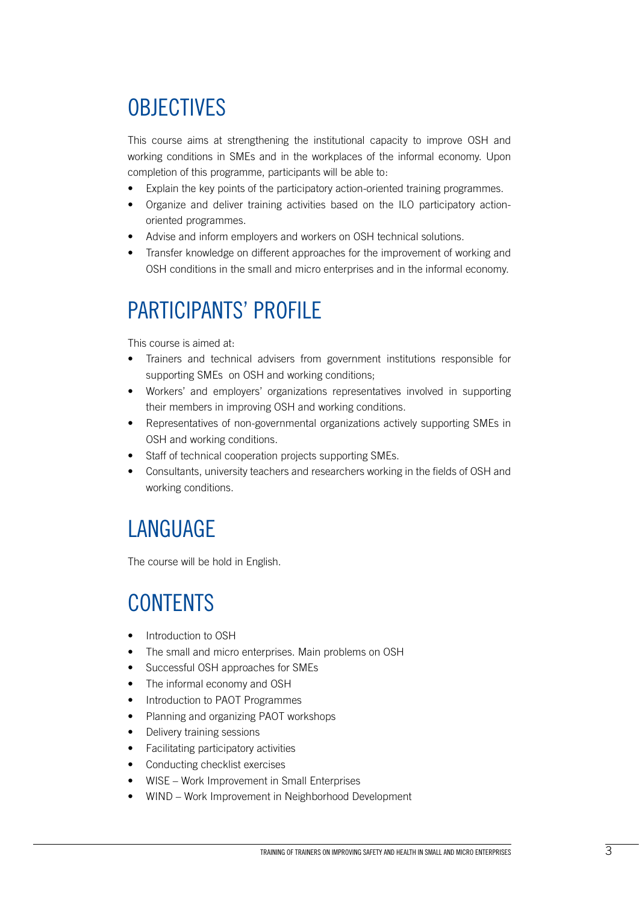# OBJECTIVES

This course aims at strengthening the institutional capacity to improve OSH and working conditions in SMEs and in the workplaces of the informal economy. Upon completion of this programme, participants will be able to:

- Explain the key points of the participatory action-oriented training programmes.
- Organize and deliver training activities based on the ILO participatory action-oriented programmes.
- Advise and inform employers and workers on OSH technical solutions.
- Transfer knowledge on different approaches for the improvement of working and OSH conditions in the small and micro enterprises and in the informal economy.

# PARTICIPANTS' PROFILE

This course is aimed at:

- Trainers and technical advisers from government institutions responsible for supporting SMEs on OSH and working conditions;
- Workers' and employers' organizations representatives involved in supporting their members in improving OSH and working conditions.
- Representatives of non-governmental organizations actively supporting SMEs in OSH and working conditions.
- Staff of technical cooperation projects supporting SMEs.
- Consultants, university teachers and researchers working in the fields of OSH and working conditions.

# LANGUAGE

The course will be hold in English.

# CONTENTS

- Introduction to OSH
- The small and micro enterprises. Main problems on OSH
- Successful OSH approaches for SMEs
- The informal economy and OSH
- Introduction to PAOT Programmes
- Planning and organizing PAOT workshops
- Delivery training sessions
- Facilitating participatory activities
- Conducting checklist exercises
- WISE – Work Improvement in Small Enterprises
- WIND – Work Improvement in Neighborhood Development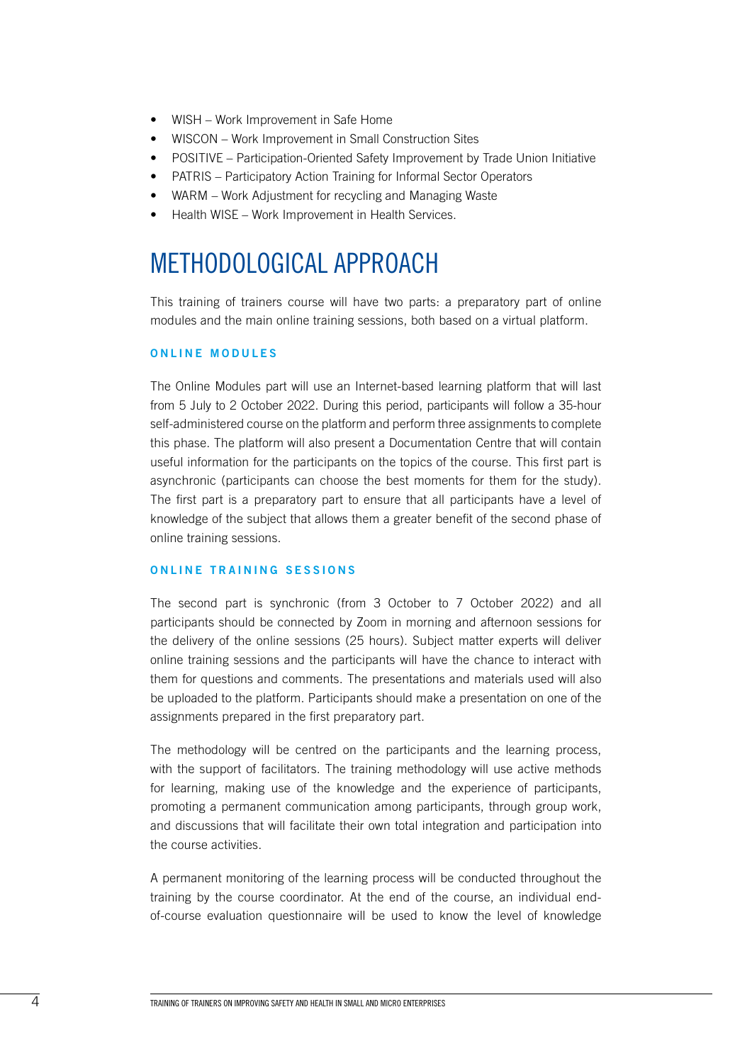- WISH – Work Improvement in Safe Home
- WISCON – Work Improvement in Small Construction Sites
- POSITIVE – Participation-Oriented Safety Improvement by Trade Union Initiative
- PATRIS – Participatory Action Training for Informal Sector Operators
- WARM – Work Adjustment for recycling and Managing Waste
- Health WISE – Work Improvement in Health Services.

# METHODOLOGICAL APPROACH

This training of trainers course will have two parts: a preparatory part of online modules and the main online training sessions, both based on a virtual platform.

### ONLINE MODULES

The Online Modules part will use an Internet-based learning platform that will last from 5 July to 2 October 2022. During this period, participants will follow a 35-hour self-administered course on the platform and perform three assignments to complete this phase. The platform will also present a Documentation Centre that will contain useful information for the participants on the topics of the course. This first part is asynchronic (participants can choose the best moments for them for the study). The first part is a preparatory part to ensure that all participants have a level of knowledge of the subject that allows them a greater benefit of the second phase of online training sessions.

### ONLINE TRAINING SESSIONS

The second part is synchronic (from 3 October to 7 October 2022) and all participants should be connected by Zoom in morning and afternoon sessions for the delivery of the online sessions (25 hours). Subject matter experts will deliver online training sessions and the participants will have the chance to interact with them for questions and comments. The presentations and materials used will also be uploaded to the platform. Participants should make a presentation on one of the assignments prepared in the first preparatory part.

The methodology will be centred on the participants and the learning process, with the support of facilitators. The training methodology will use active methods for learning, making use of the knowledge and the experience of participants, promoting a permanent communication among participants, through group work, and discussions that will facilitate their own total integration and participation into the course activities.

A permanent monitoring of the learning process will be conducted throughout the training by the course coordinator. At the end of the course, an individual end-of-course evaluation questionnaire will be used to know the level of knowledge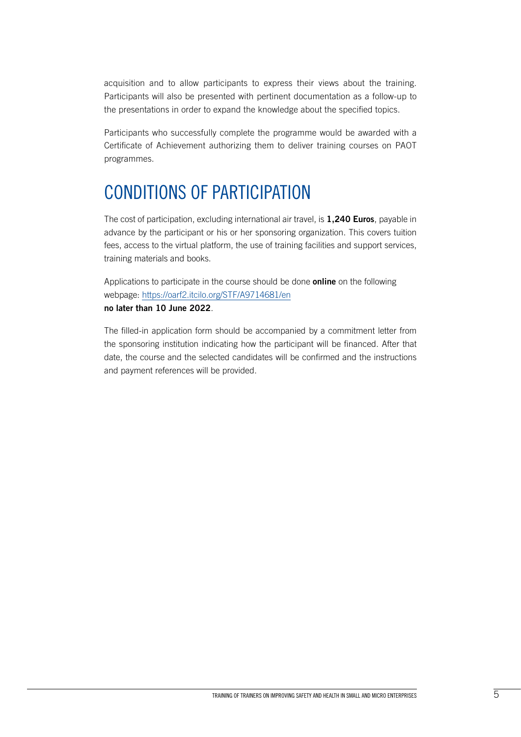acquisition and to allow participants to express their views about the training. Participants will also be presented with pertinent documentation as a follow-up to the presentations in order to expand the knowledge about the specified topics.

Participants who successfully complete the programme would be awarded with a Certificate of Achievement authorizing them to deliver training courses on PAOT programmes.

# CONDITIONS OF PARTICIPATION

The cost of participation, excluding international air travel, is **1,240 Euros**, payable in advance by the participant or his or her sponsoring organization. This covers tuition fees, access to the virtual platform, the use of training facilities and support services, training materials and books.

Applications to participate in the course should be done **online** on the following webpage: https://oarf2.itcilo.org/STF/A9714681/en
**no later than 10 June 2022**.

The filled-in application form should be accompanied by a commitment letter from the sponsoring institution indicating how the participant will be financed. After that date, the course and the selected candidates will be confirmed and the instructions and payment references will be provided.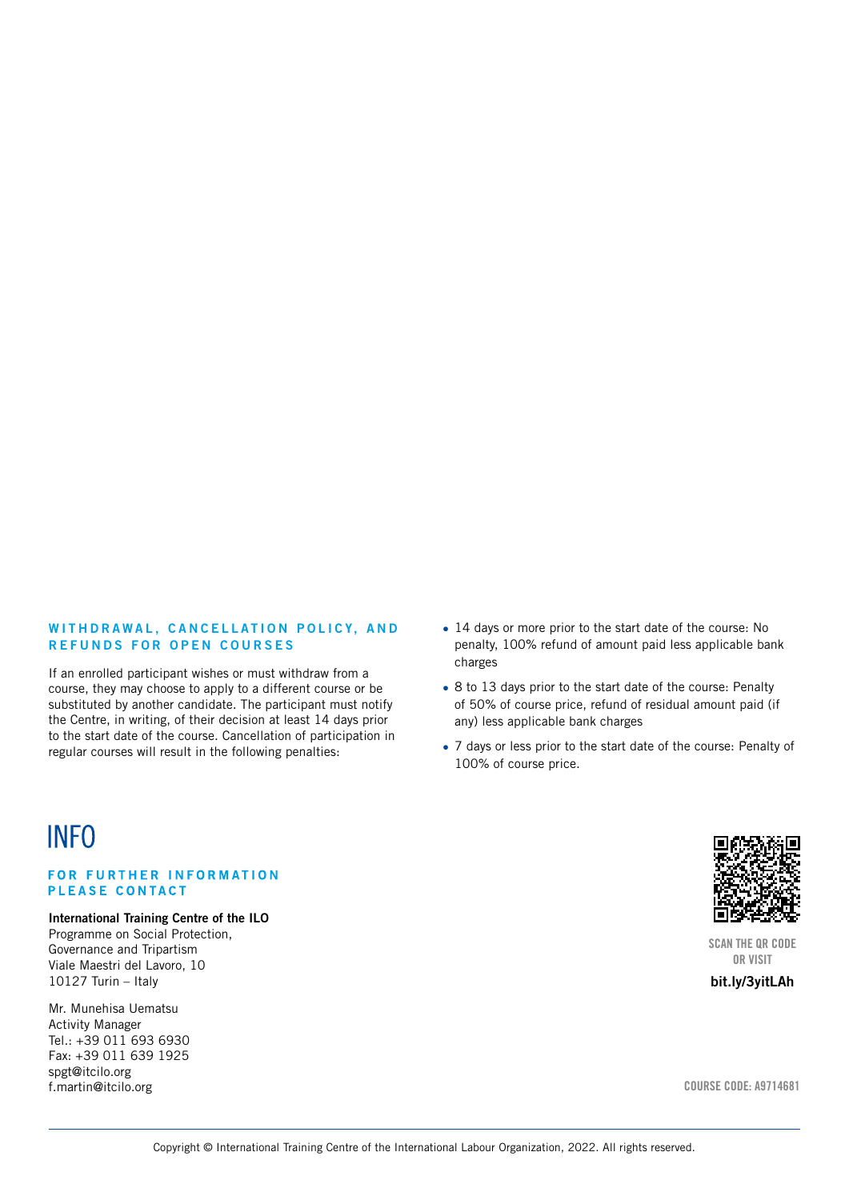## WITHDRAWAL, CANCELLATION POLICY, AND REFUNDS FOR OPEN COURSES

If an enrolled participant wishes or must withdraw from a course, they may choose to apply to a different course or be substituted by another candidate. The participant must notify the Centre, in writing, of their decision at least 14 days prior to the start date of the course. Cancellation of participation in regular courses will result in the following penalties:

- 14 days or more prior to the start date of the course: No penalty, 100% refund of amount paid less applicable bank charges
- 8 to 13 days prior to the start date of the course: Penalty of 50% of course price, refund of residual amount paid (if any) less applicable bank charges
- 7 days or less prior to the start date of the course: Penalty of 100% of course price.

# INFO

## FOR FURTHER INFORMATION PLEASE CONTACT

**International Training Centre of the ILO**
Programme on Social Protection,
Governance and Tripartism
Viale Maestri del Lavoro, 10
10127 Turin – Italy

Mr. Munehisa Uematsu
Activity Manager
Tel.: +39 011 693 6930
Fax: +39 011 639 1925
spgt@itcilo.org
f.martin@itcilo.org

SCAN THE QR CODE OR VISIT

**bit.ly/3yitLAh**

COURSE CODE: A9714681

Copyright © International Training Centre of the International Labour Organization, 2022. All rights reserved.